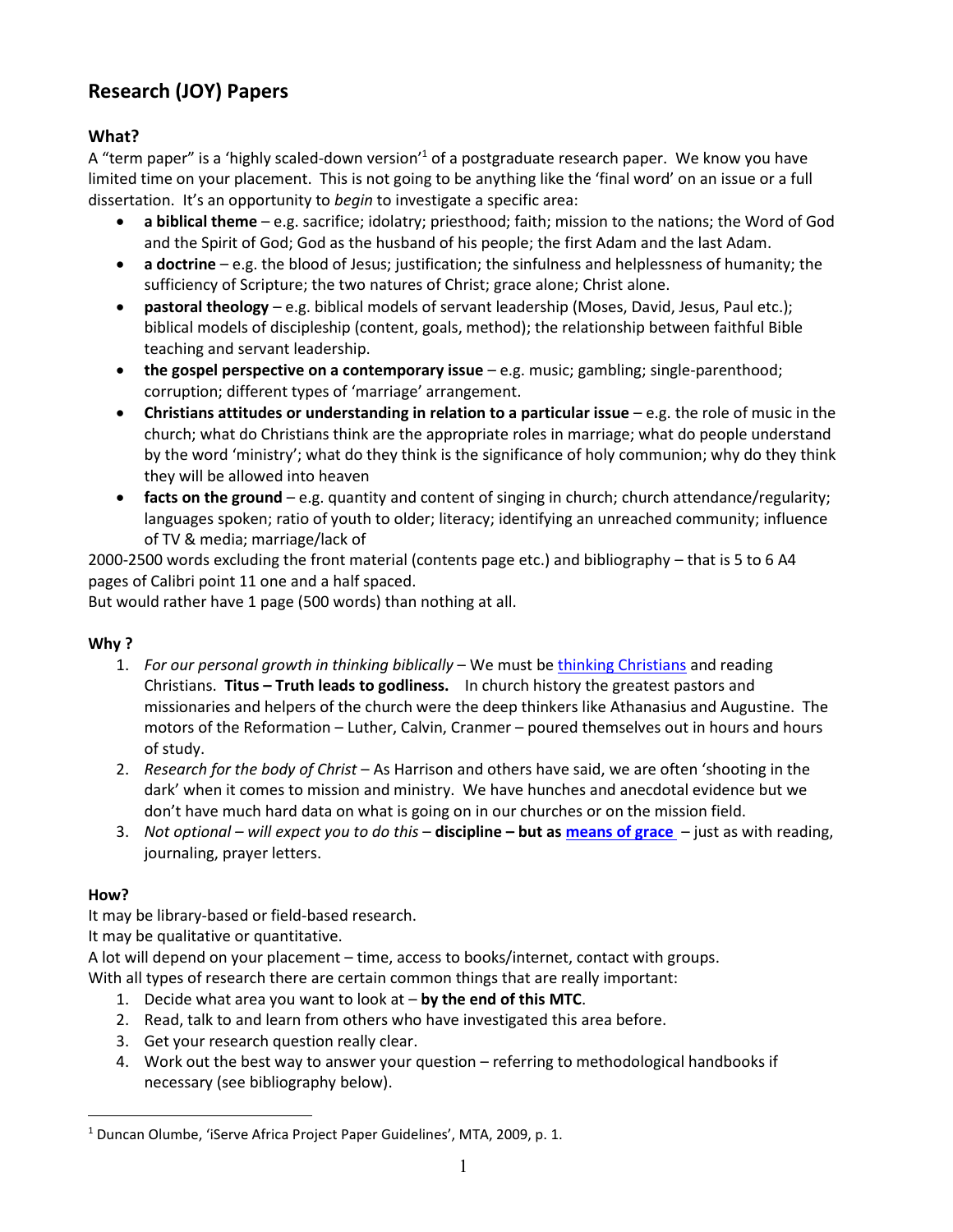# Research (JOY) Papers

## What?

A "term paper" is a 'highly scaled-down version'[1] of a postgraduate research paper. We know you have limited time on your placement. This is not going to be anything like the 'final word' on an issue or a full dissertation. It's an opportunity to *begin* to investigate a specific area:

- **a biblical theme** – e.g. sacrifice; idolatry; priesthood; faith; mission to the nations; the Word of God and the Spirit of God; God as the husband of his people; the first Adam and the last Adam.
- **a doctrine** – e.g. the blood of Jesus; justification; the sinfulness and helplessness of humanity; the sufficiency of Scripture; the two natures of Christ; grace alone; Christ alone.
- **pastoral theology** – e.g. biblical models of servant leadership (Moses, David, Jesus, Paul etc.); biblical models of discipleship (content, goals, method); the relationship between faithful Bible teaching and servant leadership.
- **the gospel perspective on a contemporary issue** – e.g. music; gambling; single-parenthood; corruption; different types of 'marriage' arrangement.
- **Christians attitudes or understanding in relation to a particular issue** – e.g. the role of music in the church; what do Christians think are the appropriate roles in marriage; what do people understand by the word 'ministry'; what do they think is the significance of holy communion; why do they think they will be allowed into heaven
- **facts on the ground** – e.g. quantity and content of singing in church; church attendance/regularity; languages spoken; ratio of youth to older; literacy; identifying an unreached community; influence of TV & media; marriage/lack of

2000-2500 words excluding the front material (contents page etc.) and bibliography – that is 5 to 6 A4 pages of Calibri point 11 one and a half spaced.
But would rather have 1 page (500 words) than nothing at all.

### Why ?

1. *For our personal growth in thinking biblically* – We must be thinking Christians and reading Christians. **Titus – Truth leads to godliness.** In church history the greatest pastors and missionaries and helpers of the church were the deep thinkers like Athanasius and Augustine. The motors of the Reformation – Luther, Calvin, Cranmer – poured themselves out in hours and hours of study.
2. *Research for the body of Christ* – As Harrison and others have said, we are often 'shooting in the dark' when it comes to mission and ministry. We have hunches and anecdotal evidence but we don't have much hard data on what is going on in our churches or on the mission field.
3. *Not optional – will expect you to do this* – **discipline – but as means of grace** – just as with reading, journaling, prayer letters.

### How?

It may be library-based or field-based research.
It may be qualitative or quantitative.
A lot will depend on your placement – time, access to books/internet, contact with groups.
With all types of research there are certain common things that are really important:

1. Decide what area you want to look at – **by the end of this MTC**.
2. Read, talk to and learn from others who have investigated this area before.
3. Get your research question really clear.
4. Work out the best way to answer your question – referring to methodological handbooks if necessary (see bibliography below).

[1] Duncan Olumbe, 'iServe Africa Project Paper Guidelines', MTA, 2009, p. 1.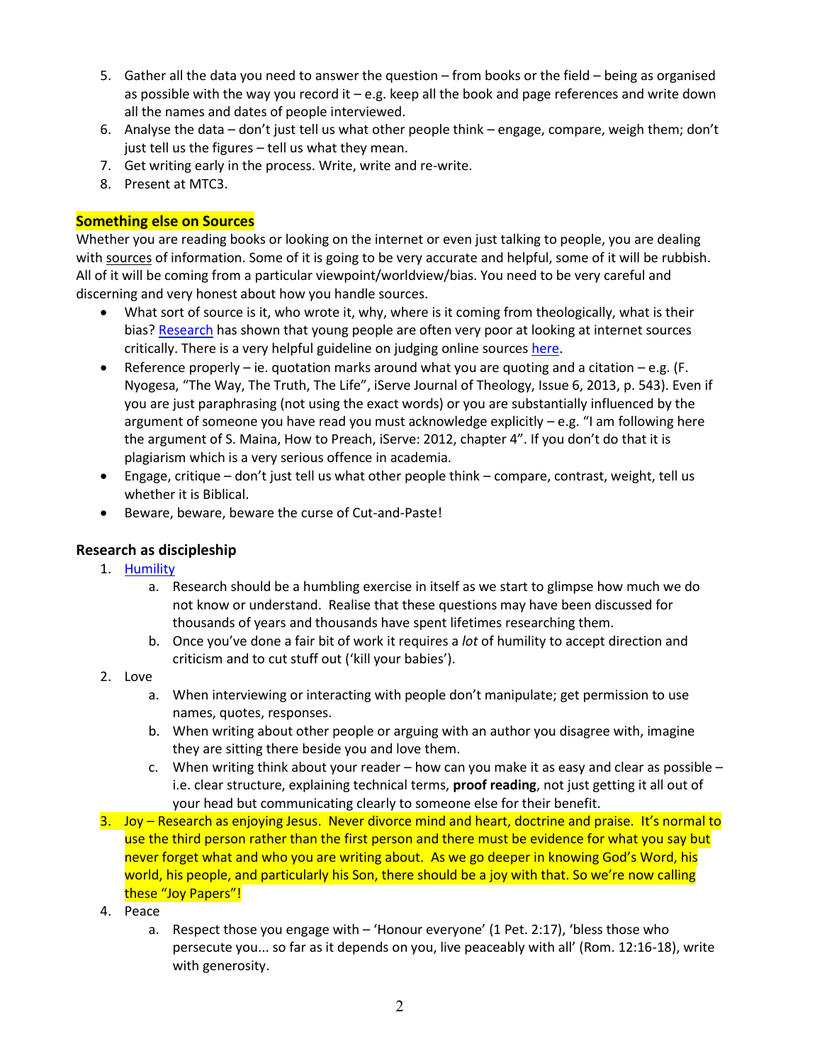5. Gather all the data you need to answer the question – from books or the field – being as organised as possible with the way you record it – e.g. keep all the book and page references and write down all the names and dates of people interviewed.
6. Analyse the data – don't just tell us what other people think – engage, compare, weigh them; don't just tell us the figures – tell us what they mean.
7. Get writing early in the process. Write, write and re-write.
8. Present at MTC3.

### Something else on Sources

Whether you are reading books or looking on the internet or even just talking to people, you are dealing with sources of information. Some of it is going to be very accurate and helpful, some of it will be rubbish. All of it will be coming from a particular viewpoint/worldview/bias. You need to be very careful and discerning and very honest about how you handle sources.

- What sort of source is it, who wrote it, why, where is it coming from theologically, what is their bias? Research has shown that young people are often very poor at looking at internet sources critically. There is a very helpful guideline on judging online sources here.
- Reference properly – ie. quotation marks around what you are quoting and a citation – e.g. (F. Nyogesa, "The Way, The Truth, The Life", iServe Journal of Theology, Issue 6, 2013, p. 543). Even if you are just paraphrasing (not using the exact words) or you are substantially influenced by the argument of someone you have read you must acknowledge explicitly – e.g. "I am following here the argument of S. Maina, How to Preach, iServe: 2012, chapter 4". If you don't do that it is plagiarism which is a very serious offence in academia.
- Engage, critique – don't just tell us what other people think – compare, contrast, weight, tell us whether it is Biblical.
- Beware, beware, beware the curse of Cut-and-Paste!

### Research as discipleship

1. Humility
   a. Research should be a humbling exercise in itself as we start to glimpse how much we do not know or understand. Realise that these questions may have been discussed for thousands of years and thousands have spent lifetimes researching them.
   b. Once you've done a fair bit of work it requires a *lot* of humility to accept direction and criticism and to cut stuff out ('kill your babies').
2. Love
   a. When interviewing or interacting with people don't manipulate; get permission to use names, quotes, responses.
   b. When writing about other people or arguing with an author you disagree with, imagine they are sitting there beside you and love them.
   c. When writing think about your reader – how can you make it as easy and clear as possible – i.e. clear structure, explaining technical terms, **proof reading**, not just getting it all out of your head but communicating clearly to someone else for their benefit.
3. Joy – Research as enjoying Jesus. Never divorce mind and heart, doctrine and praise. It's normal to use the third person rather than the first person and there must be evidence for what you say but never forget what and who you are writing about. As we go deeper in knowing God's Word, his world, his people, and particularly his Son, there should be a joy with that. So we're now calling these "Joy Papers"!
4. Peace
   a. Respect those you engage with – 'Honour everyone' (1 Pet. 2:17), 'bless those who persecute you... so far as it depends on you, live peaceably with all' (Rom. 12:16-18), write with generosity.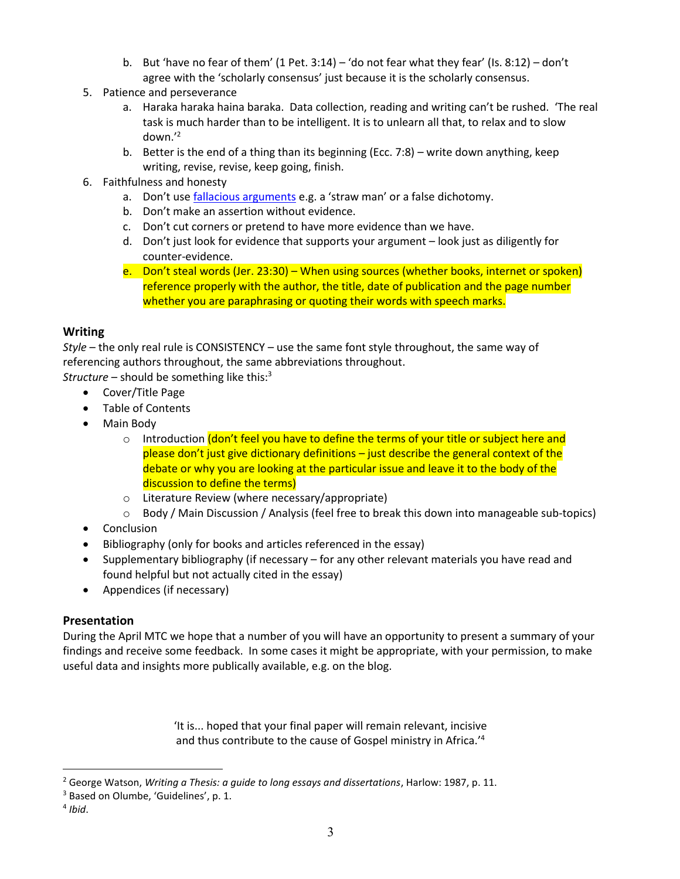b. But 'have no fear of them' (1 Pet. 3:14) – 'do not fear what they fear' (Is. 8:12) – don't agree with the 'scholarly consensus' just because it is the scholarly consensus.

5. Patience and perseverance
   a. Haraka haraka haina baraka. Data collection, reading and writing can't be rushed. 'The real task is much harder than to be intelligent. It is to unlearn all that, to relax and to slow down.'[2]
   b. Better is the end of a thing than its beginning (Ecc. 7:8) – write down anything, keep writing, revise, revise, keep going, finish.
6. Faithfulness and honesty
   a. Don't use fallacious arguments e.g. a 'straw man' or a false dichotomy.
   b. Don't make an assertion without evidence.
   c. Don't cut corners or pretend to have more evidence than we have.
   d. Don't just look for evidence that supports your argument – look just as diligently for counter-evidence.
   e. Don't steal words (Jer. 23:30) – When using sources (whether books, internet or spoken) reference properly with the author, the title, date of publication and the page number whether you are paraphrasing or quoting their words with speech marks.

## Writing

*Style* – the only real rule is CONSISTENCY – use the same font style throughout, the same way of referencing authors throughout, the same abbreviations throughout.

*Structure* – should be something like this:[3]

- Cover/Title Page
- Table of Contents
- Main Body
  - Introduction (don't feel you have to define the terms of your title or subject here and please don't just give dictionary definitions – just describe the general context of the debate or why you are looking at the particular issue and leave it to the body of the discussion to define the terms)
  - Literature Review (where necessary/appropriate)
  - Body / Main Discussion / Analysis (feel free to break this down into manageable sub-topics)
- Conclusion
- Bibliography (only for books and articles referenced in the essay)
- Supplementary bibliography (if necessary – for any other relevant materials you have read and found helpful but not actually cited in the essay)
- Appendices (if necessary)

## Presentation

During the April MTC we hope that a number of you will have an opportunity to present a summary of your findings and receive some feedback. In some cases it might be appropriate, with your permission, to make useful data and insights more publically available, e.g. on the blog.

> 'It is... hoped that your final paper will remain relevant, incisive and thus contribute to the cause of Gospel ministry in Africa.'[4]

---

[2] George Watson, *Writing a Thesis: a guide to long essays and dissertations*, Harlow: 1987, p. 11.

[3] Based on Olumbe, 'Guidelines', p. 1.

[4] *Ibid*.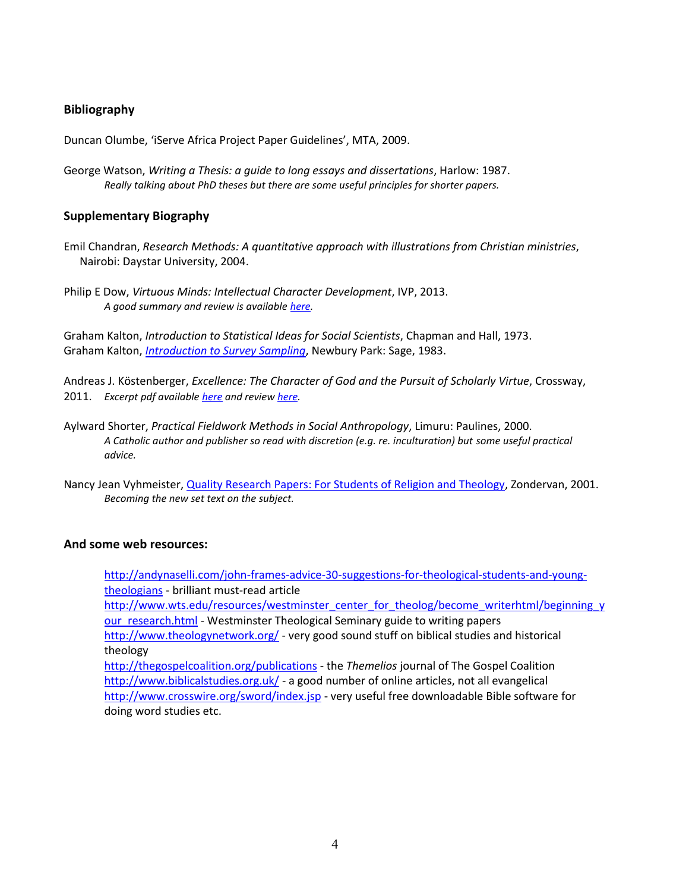## Bibliography

Duncan Olumbe, 'iServe Africa Project Paper Guidelines', MTA, 2009.

George Watson, *Writing a Thesis: a guide to long essays and dissertations*, Harlow: 1987.
*Really talking about PhD theses but there are some useful principles for shorter papers.*

## Supplementary Biography

Emil Chandran, *Research Methods: A quantitative approach with illustrations from Christian ministries*, Nairobi: Daystar University, 2004.

Philip E Dow, *Virtuous Minds: Intellectual Character Development*, IVP, 2013.
*A good summary and review is available here.*

Graham Kalton, *Introduction to Statistical Ideas for Social Scientists*, Chapman and Hall, 1973.
Graham Kalton, *Introduction to Survey Sampling*, Newbury Park: Sage, 1983.

Andreas J. Köstenberger, *Excellence: The Character of God and the Pursuit of Scholarly Virtue*, Crossway, 2011. *Excerpt pdf available here and review here.*

Aylward Shorter, *Practical Fieldwork Methods in Social Anthropology*, Limuru: Paulines, 2000.
*A Catholic author and publisher so read with discretion (e.g. re. inculturation) but some useful practical advice.*

Nancy Jean Vyhmeister, Quality Research Papers: For Students of Religion and Theology, Zondervan, 2001.
*Becoming the new set text on the subject.*

## And some web resources:

http://andynaselli.com/john-frames-advice-30-suggestions-for-theological-students-and-young-theologians - brilliant must-read article
http://www.wts.edu/resources/westminster_center_for_theolog/become_writerhtml/beginning_your_research.html - Westminster Theological Seminary guide to writing papers
http://www.theologynetwork.org/ - very good sound stuff on biblical studies and historical theology
http://thegospelcoalition.org/publications - the *Themelios* journal of The Gospel Coalition
http://www.biblicalstudies.org.uk/ - a good number of online articles, not all evangelical
http://www.crosswire.org/sword/index.jsp - very useful free downloadable Bible software for doing word studies etc.